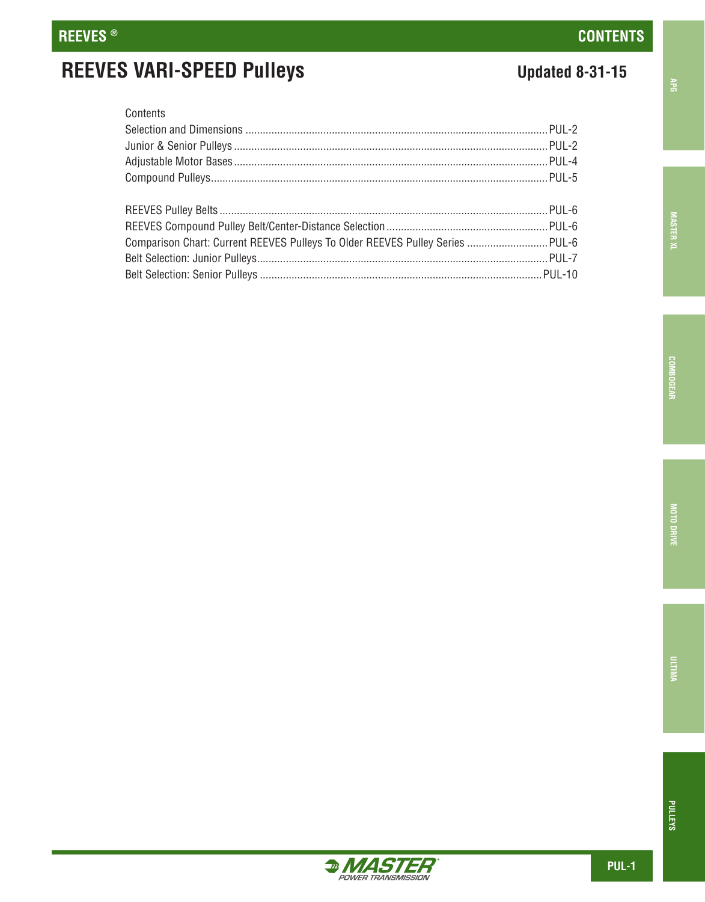# REEVES VARI-SPEED Pulleys

**Updated 8-31-15**

Contents

| | |
|---|---|
| Selection and Dimensions | PUL-2 |
| Junior & Senior Pulleys | PUL-2 |
| Adjustable Motor Bases | PUL-4 |
| Compound Pulleys | PUL-5 |
| | |
| REEVES Pulley Belts | PUL-6 |
| REEVES Compound Pulley Belt/Center-Distance Selection | PUL-6 |
| Comparison Chart: Current REEVES Pulleys To Older REEVES Pulley Series | PUL-6 |
| Belt Selection: Junior Pulleys | PUL-7 |
| Belt Selection: Senior Pulleys | PUL-10 |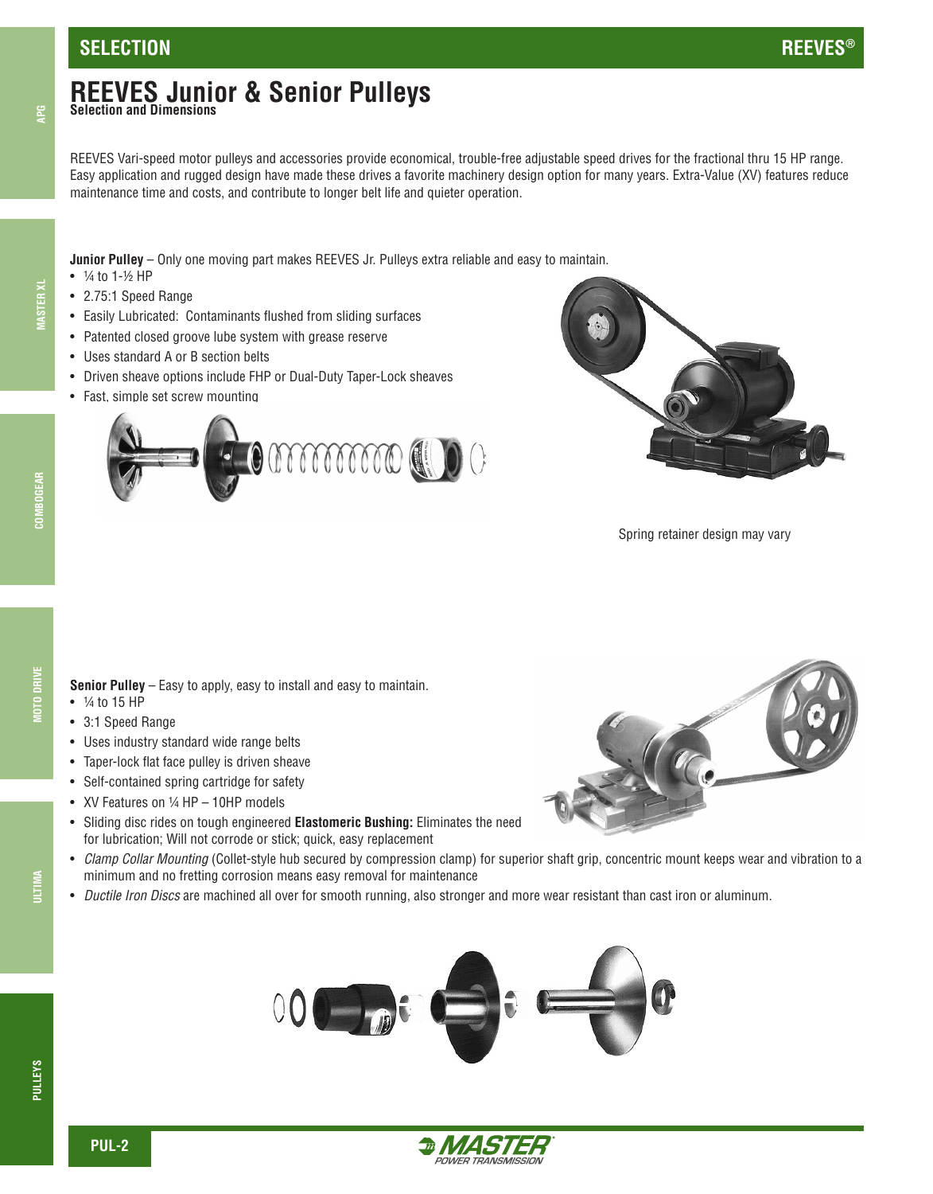# REEVES Junior & Senior Pulleys

**Selection and Dimensions**

REEVES Vari-speed motor pulleys and accessories provide economical, trouble-free adjustable speed drives for the fractional thru 15 HP range. Easy application and rugged design have made these drives a favorite machinery design option for many years. Extra-Value (XV) features reduce maintenance time and costs, and contribute to longer belt life and quieter operation.

**Junior Pulley** – Only one moving part makes REEVES Jr. Pulleys extra reliable and easy to maintain.

- ¼ to 1-½ HP
- 2.75:1 Speed Range
- Easily Lubricated: Contaminants flushed from sliding surfaces
- Patented closed groove lube system with grease reserve
- Uses standard A or B section belts
- Driven sheave options include FHP or Dual-Duty Taper-Lock sheaves
- Fast, simple set screw mounting

Spring retainer design may vary

**Senior Pulley** – Easy to apply, easy to install and easy to maintain.

- ¼ to 15 HP
- 3:1 Speed Range
- Uses industry standard wide range belts
- Taper-lock flat face pulley is driven sheave
- Self-contained spring cartridge for safety
- XV Features on ¼ HP – 10HP models
- Sliding disc rides on tough engineered **Elastomeric Bushing:** Eliminates the need for lubrication; Will not corrode or stick; quick, easy replacement
- *Clamp Collar Mounting* (Collet-style hub secured by compression clamp) for superior shaft grip, concentric mount keeps wear and vibration to a minimum and no fretting corrosion means easy removal for maintenance
- *Ductile Iron Discs* are machined all over for smooth running, also stronger and more wear resistant than cast iron or aluminum.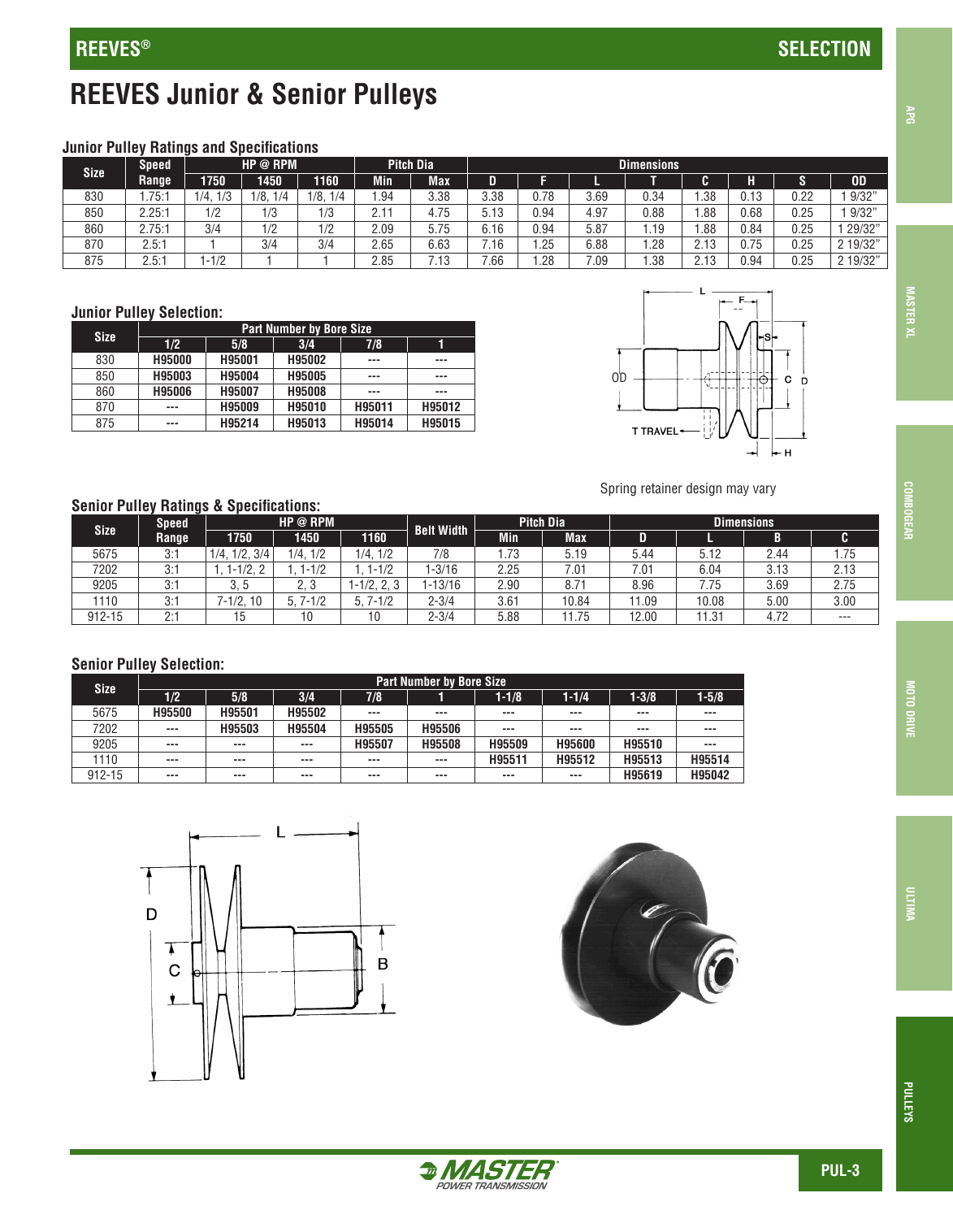# REEVES Junior & Senior Pulleys

### Junior Pulley Ratings and Specifications

| Size | Speed Range | HP @ RPM | | | Pitch Dia | | Dimensions | | | | | | | |
|---|---|---|---|---|---|---|---|---|---|---|---|---|---|---|
| | | 1750 | 1450 | 1160 | Min | Max | D | F | L | T | C | H | S | OD |
| 830 | 1.75:1 | 1/4, 1/3 | 1/8, 1/4 | 1/8, 1/4 | 1.94 | 3.38 | 3.38 | 0.78 | 3.69 | 0.34 | 1.38 | 0.13 | 0.22 | 1 9/32" |
| 850 | 2.25:1 | 1/2 | 1/3 | 1/3 | 2.11 | 4.75 | 5.13 | 0.94 | 4.97 | 0.88 | 1.88 | 0.68 | 0.25 | 1 9/32" |
| 860 | 2.75:1 | 3/4 | 1/2 | 1/2 | 2.09 | 5.75 | 6.16 | 0.94 | 5.87 | 1.19 | 1.88 | 0.84 | 0.25 | 1 29/32" |
| 870 | 2.5:1 | 1 | 3/4 | 3/4 | 2.65 | 6.63 | 7.16 | 1.25 | 6.88 | 1.28 | 2.13 | 0.75 | 0.25 | 2 19/32" |
| 875 | 2.5:1 | 1-1/2 | 1 | 1 | 2.85 | 7.13 | 7.66 | 1.28 | 7.09 | 1.38 | 2.13 | 0.94 | 0.25 | 2 19/32" |

### Junior Pulley Selection:

| Size | Part Number by Bore Size | | | | |
|---|---|---|---|---|---|
| | 1/2 | 5/8 | 3/4 | 7/8 | 1 |
| 830 | H95000 | H95001 | H95002 | --- | --- |
| 850 | H95003 | H95004 | H95005 | --- | --- |
| 860 | H95006 | H95007 | H95008 | --- | --- |
| 870 | --- | H95009 | H95010 | H95011 | H95012 |
| 875 | --- | H95214 | H95013 | H95014 | H95015 |

Spring retainer design may vary

### Senior Pulley Ratings & Specifications:

| Size | Speed Range | HP @ RPM | | | Belt Width | Pitch Dia | | Dimensions | | | |
|---|---|---|---|---|---|---|---|---|---|---|---|
| | | 1750 | 1450 | 1160 | | Min | Max | D | L | B | C |
| 5675 | 3:1 | 1/4, 1/2, 3/4 | 1/4, 1/2 | 1/4, 1/2 | 7/8 | 1.73 | 5.19 | 5.44 | 5.12 | 2.44 | 1.75 |
| 7202 | 3:1 | 1, 1-1/2, 2 | 1, 1-1/2 | 1, 1-1/2 | 1-3/16 | 2.25 | 7.01 | 7.01 | 6.04 | 3.13 | 2.13 |
| 9205 | 3:1 | 3, 5 | 2, 3 | 1-1/2, 2, 3 | 1-13/16 | 2.90 | 8.71 | 8.96 | 7.75 | 3.69 | 2.75 |
| 1110 | 3:1 | 7-1/2, 10 | 5, 7-1/2 | 5, 7-1/2 | 2-3/4 | 3.61 | 10.84 | 11.09 | 10.08 | 5.00 | 3.00 |
| 912-15 | 2:1 | 15 | 10 | 10 | 2-3/4 | 5.88 | 11.75 | 12.00 | 11.31 | 4.72 | --- |

### Senior Pulley Selection:

| Size | Part Number by Bore Size | | | | | | | | |
|---|---|---|---|---|---|---|---|---|---|
| | 1/2 | 5/8 | 3/4 | 7/8 | 1 | 1-1/8 | 1-1/4 | 1-3/8 | 1-5/8 |
| 5675 | H95500 | H95501 | H95502 | --- | --- | --- | --- | --- | --- |
| 7202 | --- | H95503 | H95504 | H95505 | H95506 | --- | --- | --- | --- |
| 9205 | --- | --- | --- | H95507 | H95508 | H95509 | H95600 | H95510 | --- |
| 1110 | --- | --- | --- | --- | --- | H95511 | H95512 | H95513 | H95514 |
| 912-15 | --- | --- | --- | --- | --- | --- | --- | H95619 | H95042 |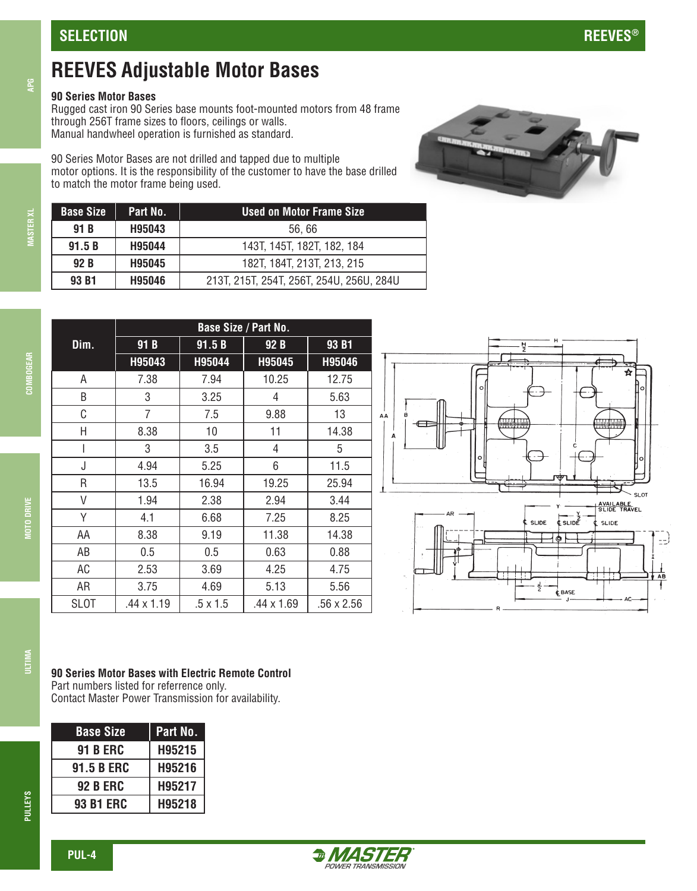# REEVES Adjustable Motor Bases

### 90 Series Motor Bases

Rugged cast iron 90 Series base mounts foot-mounted motors from 48 frame through 256T frame sizes to floors, ceilings or walls.
Manual handwheel operation is furnished as standard.

90 Series Motor Bases are not drilled and tapped due to multiple motor options. It is the responsibility of the customer to have the base drilled to match the motor frame being used.

| Base Size | Part No. | Used on Motor Frame Size |
|---|---|---|
| 91 B | H95043 | 56, 66 |
| 91.5 B | H95044 | 143T, 145T, 182T, 182, 184 |
| 92 B | H95045 | 182T, 184T, 213T, 213, 215 |
| 93 B1 | H95046 | 213T, 215T, 254T, 256T, 254U, 256U, 284U |

| Dim. | Base Size / Part No. | | | |
|---|---|---|---|---|
| | 91 B | 91.5 B | 92 B | 93 B1 |
| | H95043 | H95044 | H95045 | H95046 |
| A | 7.38 | 7.94 | 10.25 | 12.75 |
| B | 3 | 3.25 | 4 | 5.63 |
| C | 7 | 7.5 | 9.88 | 13 |
| H | 8.38 | 10 | 11 | 14.38 |
| I | 3 | 3.5 | 4 | 5 |
| J | 4.94 | 5.25 | 6 | 11.5 |
| R | 13.5 | 16.94 | 19.25 | 25.94 |
| V | 1.94 | 2.38 | 2.94 | 3.44 |
| Y | 4.1 | 6.68 | 7.25 | 8.25 |
| AA | 8.38 | 9.19 | 11.38 | 14.38 |
| AB | 0.5 | 0.5 | 0.63 | 0.88 |
| AC | 2.53 | 3.69 | 4.25 | 4.75 |
| AR | 3.75 | 4.69 | 5.13 | 5.56 |
| SLOT | .44 x 1.19 | .5 x 1.5 | .44 x 1.69 | .56 x 2.56 |

### 90 Series Motor Bases with Electric Remote Control

Part numbers listed for referrence only.
Contact Master Power Transmission for availability.

| Base Size | Part No. |
|---|---|
| 91 B ERC | H95215 |
| 91.5 B ERC | H95216 |
| 92 B ERC | H95217 |
| 93 B1 ERC | H95218 |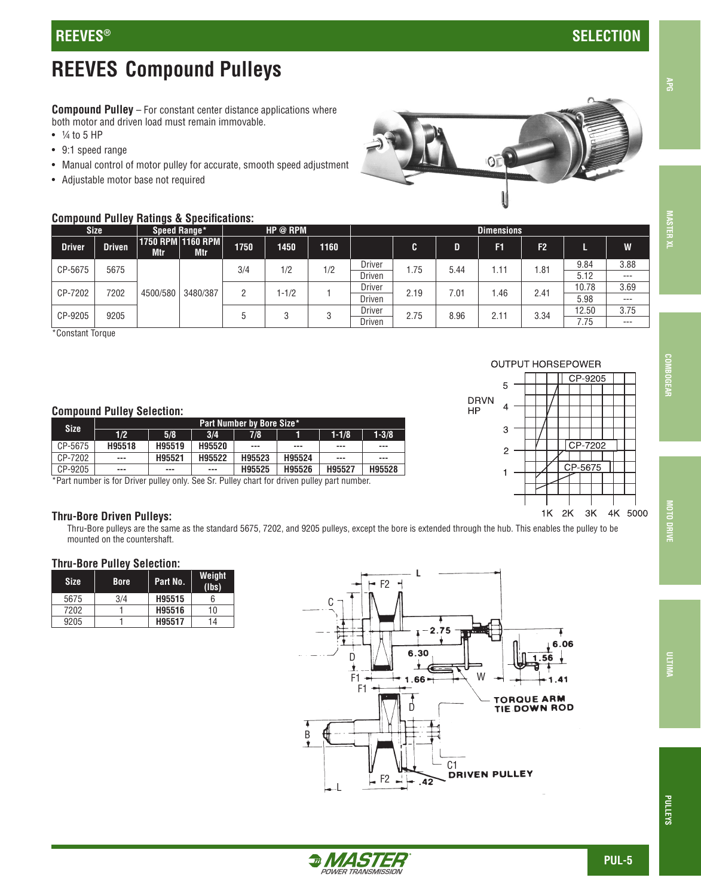## REEVES® SELECTION

# REEVES Compound Pulleys

**Compound Pulley** – For constant center distance applications where both motor and driven load must remain immovable.

- ¼ to 5 HP
- 9:1 speed range
- Manual control of motor pulley for accurate, smooth speed adjustment
- Adjustable motor base not required

### Compound Pulley Ratings & Specifications:

| Size | | Speed Range* | | HP @ RPM | | | Dimensions | | | | | | |
|---|---|---|---|---|---|---|---|---|---|---|---|---|---|
| Driver | Driven | 1750 RPM Mtr | 1160 RPM Mtr | 1750 | 1450 | 1160 | | C | D | F1 | F2 | L | W |
| CP-5675 | 5675 | 4500/580 | 3480/387 | 3/4 | 1/2 | 1/2 | Driver | 1.75 | 5.44 | 1.11 | 1.81 | 9.84 | 3.88 |
| | | | | | | | Driven | | | | | 5.12 | --- |
| CP-7202 | 7202 | | | 2 | 1-1/2 | 1 | Driver | 2.19 | 7.01 | 1.46 | 2.41 | 10.78 | 3.69 |
| | | | | | | | Driven | | | | | 5.98 | --- |
| CP-9205 | 9205 | | | 5 | 3 | 3 | Driver | 2.75 | 8.96 | 2.11 | 3.34 | 12.50 | 3.75 |
| | | | | | | | Driven | | | | | 7.75 | --- |

*Constant Torque

OUTPUT HORSEPOWER

DRVN HP (1–5) vs. 1K, 2K, 3K, 4K, 5000 — CP-9205, CP-7202, CP-5675

### Compound Pulley Selection:

| Size | Part Number by Bore Size* | | | | | | |
|---|---|---|---|---|---|---|---|
| | 1/2 | 5/8 | 3/4 | 7/8 | 1 | 1-1/8 | 1-3/8 |
| CP-5675 | H95518 | H95519 | H95520 | --- | --- | --- | --- |
| CP-7202 | --- | H95521 | H95522 | H95523 | H95524 | --- | --- |
| CP-9205 | --- | --- | --- | H95525 | H95526 | H95527 | H95528 |

*Part number is for Driver pulley only. See Sr. Pulley chart for driven pulley part number.

### Thru-Bore Driven Pulleys:

Thru-Bore pulleys are the same as the standard 5675, 7202, and 9205 pulleys, except the bore is extended through the hub. This enables the pulley to be mounted on the countershaft.

### Thru-Bore Pulley Selection:

| Size | Bore | Part No. | Weight (lbs) |
|---|---|---|---|
| 5675 | 3/4 | H95515 | 6 |
| 7202 | 1 | H95516 | 10 |
| 9205 | 1 | H95517 | 14 |

L, F2, C, D, F1, W, 2.75, 6.30, 1.66, 6.06, 1.56, 1.41, TORQUE ARM TIE DOWN ROD, B, C1, .42, DRIVEN PULLEY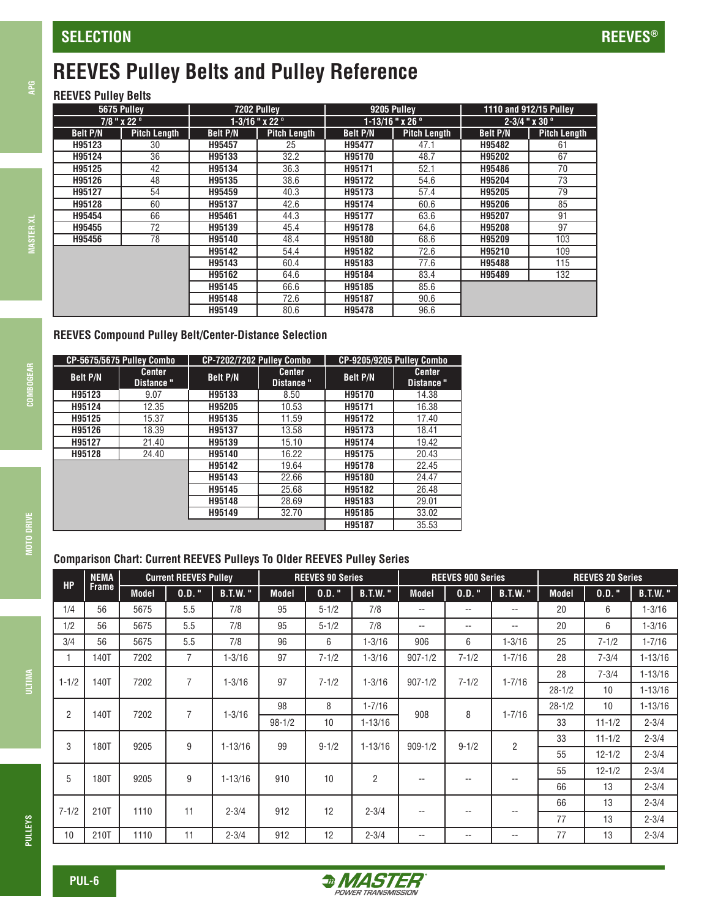# REEVES Pulley Belts and Pulley Reference

### REEVES Pulley Belts

| 5675 Pulley 7/8 " x 22 ° | | 7202 Pulley 1-3/16 " x 22 ° | | 9205 Pulley 1-13/16 " x 26 ° | | 1110 and 912/15 Pulley 2-3/4 " x 30 ° | |
|---|---|---|---|---|---|---|---|
| Belt P/N | Pitch Length | Belt P/N | Pitch Length | Belt P/N | Pitch Length | Belt P/N | Pitch Length |
| H95123 | 30 | H95457 | 25 | H95477 | 47.1 | H95482 | 61 |
| H95124 | 36 | H95133 | 32.2 | H95170 | 48.7 | H95202 | 67 |
| H95125 | 42 | H95134 | 36.3 | H95171 | 52.1 | H95486 | 70 |
| H95126 | 48 | H95135 | 38.6 | H95172 | 54.6 | H95204 | 73 |
| H95127 | 54 | H95459 | 40.3 | H95173 | 57.4 | H95205 | 79 |
| H95128 | 60 | H95137 | 42.6 | H95174 | 60.6 | H95206 | 85 |
| H95454 | 66 | H95461 | 44.3 | H95177 | 63.6 | H95207 | 91 |
| H95455 | 72 | H95139 | 45.4 | H95178 | 64.6 | H95208 | 97 |
| H95456 | 78 | H95140 | 48.4 | H95180 | 68.6 | H95209 | 103 |
| | | H95142 | 54.4 | H95182 | 72.6 | H95210 | 109 |
| | | H95143 | 60.4 | H95183 | 77.6 | H95488 | 115 |
| | | H95162 | 64.6 | H95184 | 83.4 | H95489 | 132 |
| | | H95145 | 66.6 | H95185 | 85.6 | | |
| | | H95148 | 72.6 | H95187 | 90.6 | | |
| | | H95149 | 80.6 | H95478 | 96.6 | | |

### REEVES Compound Pulley Belt/Center-Distance Selection

| CP-5675/5675 Pulley Combo | | CP-7202/7202 Pulley Combo | | CP-9205/9205 Pulley Combo | |
|---|---|---|---|---|---|
| Belt P/N | Center Distance " | Belt P/N | Center Distance " | Belt P/N | Center Distance " |
| H95123 | 9.07 | H95133 | 8.50 | H95170 | 14.38 |
| H95124 | 12.35 | H95205 | 10.53 | H95171 | 16.38 |
| H95125 | 15.37 | H95135 | 11.59 | H95172 | 17.40 |
| H95126 | 18.39 | H95137 | 13.58 | H95173 | 18.41 |
| H95127 | 21.40 | H95139 | 15.10 | H95174 | 19.42 |
| H95128 | 24.40 | H95140 | 16.22 | H95175 | 20.43 |
| | | H95142 | 19.64 | H95178 | 22.45 |
| | | H95143 | 22.66 | H95180 | 24.47 |
| | | H95145 | 25.68 | H95182 | 26.48 |
| | | H95148 | 28.69 | H95183 | 29.01 |
| | | H95149 | 32.70 | H95185 | 33.02 |
| | | | | H95187 | 35.53 |

### Comparison Chart: Current REEVES Pulleys To Older REEVES Pulley Series

| HP | NEMA Frame | Current REEVES Pulley | | | REEVES 90 Series | | | REEVES 900 Series | | | REEVES 20 Series | | |
|---|---|---|---|---|---|---|---|---|---|---|---|---|---|
| | | Model | O.D. " | B.T.W. " | Model | O.D. " | B.T.W. " | Model | O.D. " | B.T.W. " | Model | O.D. " | B.T.W. " |
| 1/4 | 56 | 5675 | 5.5 | 7/8 | 95 | 5-1/2 | 7/8 | -- | -- | -- | 20 | 6 | 1-3/16 |
| 1/2 | 56 | 5675 | 5.5 | 7/8 | 95 | 5-1/2 | 7/8 | -- | -- | -- | 20 | 6 | 1-3/16 |
| 3/4 | 56 | 5675 | 5.5 | 7/8 | 96 | 6 | 1-3/16 | 906 | 6 | 1-3/16 | 25 | 7-1/2 | 1-7/16 |
| 1 | 140T | 7202 | 7 | 1-3/16 | 97 | 7-1/2 | 1-3/16 | 907-1/2 | 7-1/2 | 1-7/16 | 28 | 7-3/4 | 1-13/16 |
| 1-1/2 | 140T | 7202 | 7 | 1-3/16 | 97 | 7-1/2 | 1-3/16 | 907-1/2 | 7-1/2 | 1-7/16 | 28 | 7-3/4 | 1-13/16 |
| | | | | | | | | | | | 28-1/2 | 10 | 1-13/16 |
| 2 | 140T | 7202 | 7 | 1-3/16 | 98 | 8 | 1-7/16 | 908 | 8 | 1-7/16 | 28-1/2 | 10 | 1-13/16 |
| | | | | | 98-1/2 | 10 | 1-13/16 | | | | 33 | 11-1/2 | 2-3/4 |
| 3 | 180T | 9205 | 9 | 1-13/16 | 99 | 9-1/2 | 1-13/16 | 909-1/2 | 9-1/2 | 2 | 33 | 11-1/2 | 2-3/4 |
| | | | | | | | | | | | 55 | 12-1/2 | 2-3/4 |
| 5 | 180T | 9205 | 9 | 1-13/16 | 910 | 10 | 2 | -- | -- | -- | 55 | 12-1/2 | 2-3/4 |
| | | | | | | | | | | | 66 | 13 | 2-3/4 |
| 7-1/2 | 210T | 1110 | 11 | 2-3/4 | 912 | 12 | 2-3/4 | -- | -- | -- | 66 | 13 | 2-3/4 |
| | | | | | | | | | | | 77 | 13 | 2-3/4 |
| 10 | 210T | 1110 | 11 | 2-3/4 | 912 | 12 | 2-3/4 | -- | -- | -- | 77 | 13 | 2-3/4 |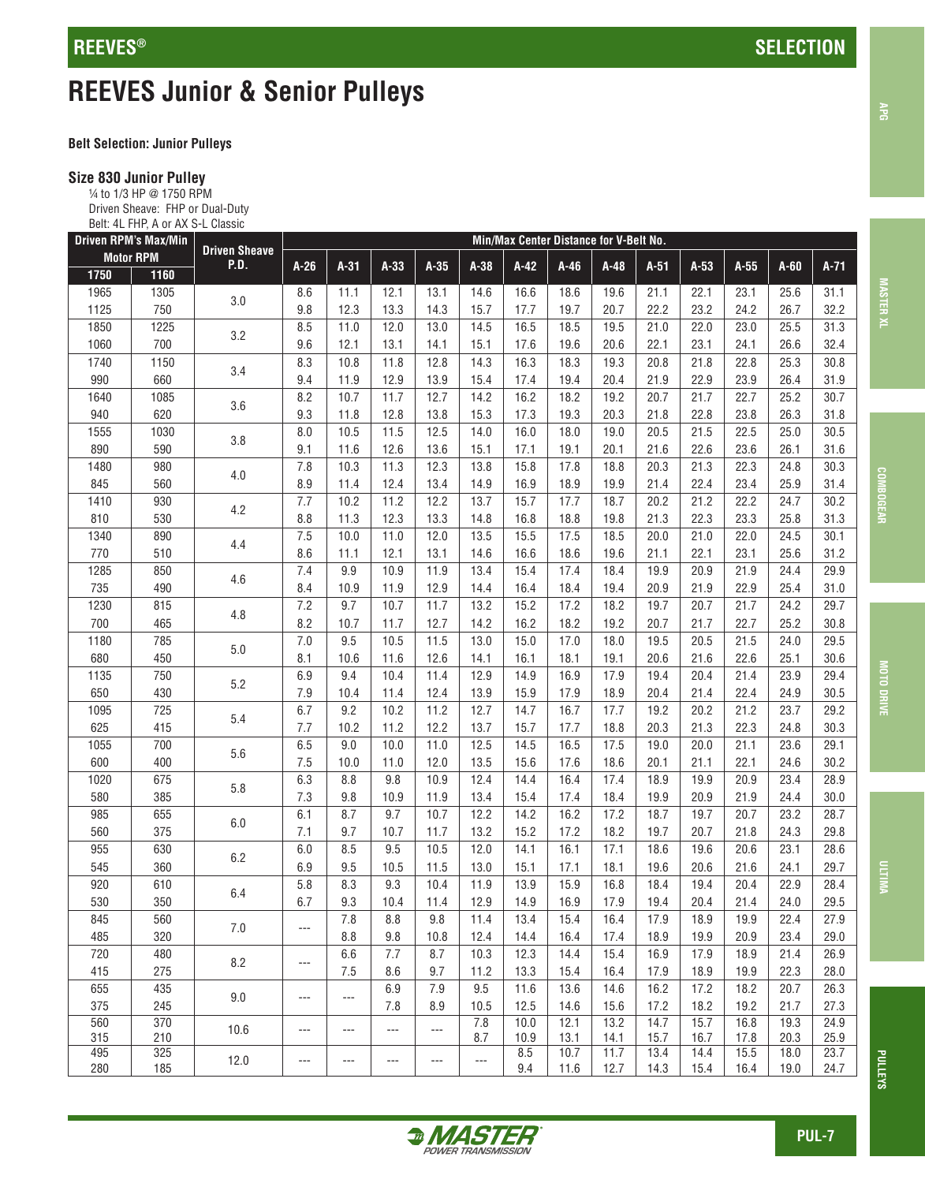# REEVES Junior & Senior Pulleys

**Belt Selection: Junior Pulleys**

### Size 830 Junior Pulley

¼ to 1/3 HP @ 1750 RPM
Driven Sheave: FHP or Dual-Duty
Belt: 4L FHP, A or AX S-L Classic

| Driven RPM's Max/Min Motor RPM | | Driven Sheave P.D. | Min/Max Center Distance for V-Belt No. | | | | | | | | | | | | |
|---|---|---|---|---|---|---|---|---|---|---|---|---|---|---|---|
| 1750 | 1160 | | A-26 | A-31 | A-33 | A-35 | A-38 | A-42 | A-46 | A-48 | A-51 | A-53 | A-55 | A-60 | A-71 |
| 1965 | 1305 | 3.0 | 8.6 | 11.1 | 12.1 | 13.1 | 14.6 | 16.6 | 18.6 | 19.6 | 21.1 | 22.1 | 23.1 | 25.6 | 31.1 |
| 1125 | 750 | | 9.8 | 12.3 | 13.3 | 14.3 | 15.7 | 17.7 | 19.7 | 20.7 | 22.2 | 23.2 | 24.2 | 26.7 | 32.2 |
| 1850 | 1225 | 3.2 | 8.5 | 11.0 | 12.0 | 13.0 | 14.5 | 16.5 | 18.5 | 19.5 | 21.0 | 22.0 | 23.0 | 25.5 | 31.3 |
| 1060 | 700 | | 9.6 | 12.1 | 13.1 | 14.1 | 15.1 | 17.6 | 19.6 | 20.6 | 22.1 | 23.1 | 24.1 | 26.6 | 32.4 |
| 1740 | 1150 | 3.4 | 8.3 | 10.8 | 11.8 | 12.8 | 14.3 | 16.3 | 18.3 | 19.3 | 20.8 | 21.8 | 22.8 | 25.3 | 30.8 |
| 990 | 660 | | 9.4 | 11.9 | 12.9 | 13.9 | 15.4 | 17.4 | 19.4 | 20.4 | 21.9 | 22.9 | 23.9 | 26.4 | 31.9 |
| 1640 | 1085 | 3.6 | 8.2 | 10.7 | 11.7 | 12.7 | 14.2 | 16.2 | 18.2 | 19.2 | 20.7 | 21.7 | 22.7 | 25.2 | 30.7 |
| 940 | 620 | | 9.3 | 11.8 | 12.8 | 13.8 | 15.3 | 17.3 | 19.3 | 20.3 | 21.8 | 22.8 | 23.8 | 26.3 | 31.8 |
| 1555 | 1030 | 3.8 | 8.0 | 10.5 | 11.5 | 12.5 | 14.0 | 16.0 | 18.0 | 19.0 | 20.5 | 21.5 | 22.5 | 25.0 | 30.5 |
| 890 | 590 | | 9.1 | 11.6 | 12.6 | 13.6 | 15.1 | 17.1 | 19.1 | 20.1 | 21.6 | 22.6 | 23.6 | 26.1 | 31.6 |
| 1480 | 980 | 4.0 | 7.8 | 10.3 | 11.3 | 12.3 | 13.8 | 15.8 | 17.8 | 18.8 | 20.3 | 21.3 | 22.3 | 24.8 | 30.3 |
| 845 | 560 | | 8.9 | 11.4 | 12.4 | 13.4 | 14.9 | 16.9 | 18.9 | 19.9 | 21.4 | 22.4 | 23.4 | 25.9 | 31.4 |
| 1410 | 930 | 4.2 | 7.7 | 10.2 | 11.2 | 12.2 | 13.7 | 15.7 | 17.7 | 18.7 | 20.2 | 21.2 | 22.2 | 24.7 | 30.2 |
| 810 | 530 | | 8.8 | 11.3 | 12.3 | 13.3 | 14.8 | 16.8 | 18.8 | 19.8 | 21.3 | 22.3 | 23.3 | 25.8 | 31.3 |
| 1340 | 890 | 4.4 | 7.5 | 10.0 | 11.0 | 12.0 | 13.5 | 15.5 | 17.5 | 18.5 | 20.0 | 21.0 | 22.0 | 24.5 | 30.1 |
| 770 | 510 | | 8.6 | 11.1 | 12.1 | 13.1 | 14.6 | 16.6 | 18.6 | 19.6 | 21.1 | 22.1 | 23.1 | 25.6 | 31.2 |
| 1285 | 850 | 4.6 | 7.4 | 9.9 | 10.9 | 11.9 | 13.4 | 15.4 | 17.4 | 18.4 | 19.9 | 20.9 | 21.9 | 24.4 | 29.9 |
| 735 | 490 | | 8.4 | 10.9 | 11.9 | 12.9 | 14.4 | 16.4 | 18.4 | 19.4 | 20.9 | 21.9 | 22.9 | 25.4 | 31.0 |
| 1230 | 815 | 4.8 | 7.2 | 9.7 | 10.7 | 11.7 | 13.2 | 15.2 | 17.2 | 18.2 | 19.7 | 20.7 | 21.7 | 24.2 | 29.7 |
| 700 | 465 | | 8.2 | 10.7 | 11.7 | 12.7 | 14.2 | 16.2 | 18.2 | 19.2 | 20.7 | 21.7 | 22.7 | 25.2 | 30.8 |
| 1180 | 785 | 5.0 | 7.0 | 9.5 | 10.5 | 11.5 | 13.0 | 15.0 | 17.0 | 18.0 | 19.5 | 20.5 | 21.5 | 24.0 | 29.5 |
| 680 | 450 | | 8.1 | 10.6 | 11.6 | 12.6 | 14.1 | 16.1 | 18.1 | 19.1 | 20.6 | 21.6 | 22.6 | 25.1 | 30.6 |
| 1135 | 750 | 5.2 | 6.9 | 9.4 | 10.4 | 11.4 | 12.9 | 14.9 | 16.9 | 17.9 | 19.4 | 20.4 | 21.4 | 23.9 | 29.4 |
| 650 | 430 | | 7.9 | 10.4 | 11.4 | 12.4 | 13.9 | 15.9 | 17.9 | 18.9 | 20.4 | 21.4 | 22.4 | 24.9 | 30.5 |
| 1095 | 725 | 5.4 | 6.7 | 9.2 | 10.2 | 11.2 | 12.7 | 14.7 | 16.7 | 17.7 | 19.2 | 20.2 | 21.2 | 23.7 | 29.2 |
| 625 | 415 | | 7.7 | 10.2 | 11.2 | 12.2 | 13.7 | 15.7 | 17.7 | 18.8 | 20.3 | 21.3 | 22.3 | 24.8 | 30.3 |
| 1055 | 700 | 5.6 | 6.5 | 9.0 | 10.0 | 11.0 | 12.5 | 14.5 | 16.5 | 17.5 | 19.0 | 20.0 | 21.1 | 23.6 | 29.1 |
| 600 | 400 | | 7.5 | 10.0 | 11.0 | 12.0 | 13.5 | 15.6 | 17.6 | 18.6 | 20.1 | 21.1 | 22.1 | 24.6 | 30.2 |
| 1020 | 675 | 5.8 | 6.3 | 8.8 | 9.8 | 10.9 | 12.4 | 14.4 | 16.4 | 17.4 | 18.9 | 19.9 | 20.9 | 23.4 | 28.9 |
| 580 | 385 | | 7.3 | 9.8 | 10.9 | 11.9 | 13.4 | 15.4 | 17.4 | 18.4 | 19.9 | 20.9 | 21.9 | 24.4 | 30.0 |
| 985 | 655 | 6.0 | 6.1 | 8.7 | 9.7 | 10.7 | 12.2 | 14.2 | 16.2 | 17.2 | 18.7 | 19.7 | 20.7 | 23.2 | 28.7 |
| 560 | 375 | | 7.1 | 9.7 | 10.7 | 11.7 | 13.2 | 15.2 | 17.2 | 18.2 | 19.7 | 20.7 | 21.8 | 24.3 | 29.8 |
| 955 | 630 | 6.2 | 6.0 | 8.5 | 9.5 | 10.5 | 12.0 | 14.1 | 16.1 | 17.1 | 18.6 | 19.6 | 20.6 | 23.1 | 28.6 |
| 545 | 360 | | 6.9 | 9.5 | 10.5 | 11.5 | 13.0 | 15.1 | 17.1 | 18.1 | 19.6 | 20.6 | 21.6 | 24.1 | 29.7 |
| 920 | 610 | 6.4 | 5.8 | 8.3 | 9.3 | 10.4 | 11.9 | 13.9 | 15.9 | 16.8 | 18.4 | 19.4 | 20.4 | 22.9 | 28.4 |
| 530 | 350 | | 6.7 | 9.3 | 10.4 | 11.4 | 12.9 | 14.9 | 16.9 | 17.9 | 19.4 | 20.4 | 21.4 | 24.0 | 29.5 |
| 845 | 560 | 7.0 | --- | 7.8 | 8.8 | 9.8 | 11.4 | 13.4 | 15.4 | 16.4 | 17.9 | 18.9 | 19.9 | 22.4 | 27.9 |
| 485 | 320 | | | 8.8 | 9.8 | 10.8 | 12.4 | 14.4 | 16.4 | 17.4 | 18.9 | 19.9 | 20.9 | 23.4 | 29.0 |
| 720 | 480 | 8.2 | --- | 6.6 | 7.7 | 8.7 | 10.3 | 12.3 | 14.4 | 15.4 | 16.9 | 17.9 | 18.9 | 21.4 | 26.9 |
| 415 | 275 | | | 7.5 | 8.6 | 9.7 | 11.2 | 13.3 | 15.4 | 16.4 | 17.9 | 18.9 | 19.9 | 22.3 | 28.0 |
| 655 | 435 | 9.0 | --- | --- | 6.9 | 7.9 | 9.5 | 11.6 | 13.6 | 14.6 | 16.2 | 17.2 | 18.2 | 20.7 | 26.3 |
| 375 | 245 | | | | 7.8 | 8.9 | 10.5 | 12.5 | 14.6 | 15.6 | 17.2 | 18.2 | 19.2 | 21.7 | 27.3 |
| 560 | 370 | 10.6 | --- | --- | --- | --- | 7.8 | 10.0 | 12.1 | 13.2 | 14.7 | 15.7 | 16.8 | 19.3 | 24.9 |
| 315 | 210 | | | | | | 8.7 | 10.9 | 13.1 | 14.1 | 15.7 | 16.7 | 17.8 | 20.3 | 25.9 |
| 495 | 325 | 12.0 | --- | --- | --- | --- | --- | 8.5 | 10.7 | 11.7 | 13.4 | 14.4 | 15.5 | 18.0 | 23.7 |
| 280 | 185 | | | | | | | 9.4 | 11.6 | 12.7 | 14.3 | 15.4 | 16.4 | 19.0 | 24.7 |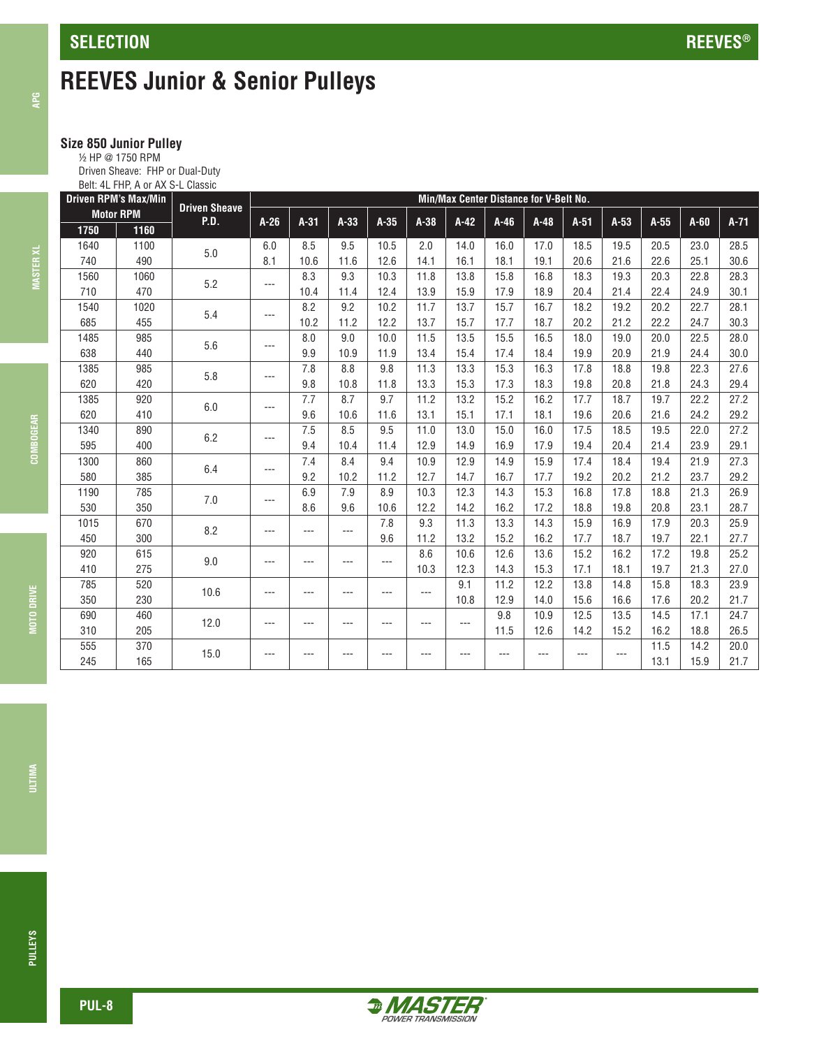# REEVES Junior & Senior Pulleys

### Size 850 Junior Pulley

½ HP @ 1750 RPM
Driven Sheave: FHP or Dual-Duty
Belt: 4L FHP, A or AX S-L Classic

| Driven RPM's Max/Min Motor RPM | | Driven Sheave P.D. | Min/Max Center Distance for V-Belt No. | | | | | | | | | | | | |
|---|---|---|---|---|---|---|---|---|---|---|---|---|---|---|---|
| 1750 | 1160 | | A-26 | A-31 | A-33 | A-35 | A-38 | A-42 | A-46 | A-48 | A-51 | A-53 | A-55 | A-60 | A-71 |
| 1640 | 1100 | 5.0 | 6.0 | 8.5 | 9.5 | 10.5 | 2.0 | 14.0 | 16.0 | 17.0 | 18.5 | 19.5 | 20.5 | 23.0 | 28.5 |
| 740 | 490 | | 8.1 | 10.6 | 11.6 | 12.6 | 14.1 | 16.1 | 18.1 | 19.1 | 20.6 | 21.6 | 22.6 | 25.1 | 30.6 |
| 1560 | 1060 | 5.2 | --- | 8.3 | 9.3 | 10.3 | 11.8 | 13.8 | 15.8 | 16.8 | 18.3 | 19.3 | 20.3 | 22.8 | 28.3 |
| 710 | 470 | | | 10.4 | 11.4 | 12.4 | 13.9 | 15.9 | 17.9 | 18.9 | 20.4 | 21.4 | 22.4 | 24.9 | 30.1 |
| 1540 | 1020 | 5.4 | --- | 8.2 | 9.2 | 10.2 | 11.7 | 13.7 | 15.7 | 16.7 | 18.2 | 19.2 | 20.2 | 22.7 | 28.1 |
| 685 | 455 | | | 10.2 | 11.2 | 12.2 | 13.7 | 15.7 | 17.7 | 18.7 | 20.2 | 21.2 | 22.2 | 24.7 | 30.3 |
| 1485 | 985 | 5.6 | --- | 8.0 | 9.0 | 10.0 | 11.5 | 13.5 | 15.5 | 16.5 | 18.0 | 19.0 | 20.0 | 22.5 | 28.0 |
| 638 | 440 | | | 9.9 | 10.9 | 11.9 | 13.4 | 15.4 | 17.4 | 18.4 | 19.9 | 20.9 | 21.9 | 24.4 | 30.0 |
| 1385 | 985 | 5.8 | --- | 7.8 | 8.8 | 9.8 | 11.3 | 13.3 | 15.3 | 16.3 | 17.8 | 18.8 | 19.8 | 22.3 | 27.6 |
| 620 | 420 | | | 9.8 | 10.8 | 11.8 | 13.3 | 15.3 | 17.3 | 18.3 | 19.8 | 20.8 | 21.8 | 24.3 | 29.4 |
| 1385 | 920 | 6.0 | --- | 7.7 | 8.7 | 9.7 | 11.2 | 13.2 | 15.2 | 16.2 | 17.7 | 18.7 | 19.7 | 22.2 | 27.2 |
| 620 | 410 | | | 9.6 | 10.6 | 11.6 | 13.1 | 15.1 | 17.1 | 18.1 | 19.6 | 20.6 | 21.6 | 24.2 | 29.2 |
| 1340 | 890 | 6.2 | --- | 7.5 | 8.5 | 9.5 | 11.0 | 13.0 | 15.0 | 16.0 | 17.5 | 18.5 | 19.5 | 22.0 | 27.2 |
| 595 | 400 | | | 9.4 | 10.4 | 11.4 | 12.9 | 14.9 | 16.9 | 17.9 | 19.4 | 20.4 | 21.4 | 23.9 | 29.1 |
| 1300 | 860 | 6.4 | --- | 7.4 | 8.4 | 9.4 | 10.9 | 12.9 | 14.9 | 15.9 | 17.4 | 18.4 | 19.4 | 21.9 | 27.3 |
| 580 | 385 | | | 9.2 | 10.2 | 11.2 | 12.7 | 14.7 | 16.7 | 17.7 | 19.2 | 20.2 | 21.2 | 23.7 | 29.2 |
| 1190 | 785 | 7.0 | --- | 6.9 | 7.9 | 8.9 | 10.3 | 12.3 | 14.3 | 15.3 | 16.8 | 17.8 | 18.8 | 21.3 | 26.9 |
| 530 | 350 | | | 8.6 | 9.6 | 10.6 | 12.2 | 14.2 | 16.2 | 17.2 | 18.8 | 19.8 | 20.8 | 23.1 | 28.7 |
| 1015 | 670 | 8.2 | --- | --- | --- | 7.8 | 9.3 | 11.3 | 13.3 | 14.3 | 15.9 | 16.9 | 17.9 | 20.3 | 25.9 |
| 450 | 300 | | | | | 9.6 | 11.2 | 13.2 | 15.2 | 16.2 | 17.7 | 18.7 | 19.7 | 22.1 | 27.7 |
| 920 | 615 | 9.0 | --- | --- | --- | --- | 8.6 | 10.6 | 12.6 | 13.6 | 15.2 | 16.2 | 17.2 | 19.8 | 25.2 |
| 410 | 275 | | | | | | 10.3 | 12.3 | 14.3 | 15.3 | 17.1 | 18.1 | 19.7 | 21.3 | 27.0 |
| 785 | 520 | 10.6 | --- | --- | --- | --- | --- | 9.1 | 11.2 | 12.2 | 13.8 | 14.8 | 15.8 | 18.3 | 23.9 |
| 350 | 230 | | | | | | | 10.8 | 12.9 | 14.0 | 15.6 | 16.6 | 17.6 | 20.2 | 21.7 |
| 690 | 460 | 12.0 | --- | --- | --- | --- | --- | --- | 9.8 | 10.9 | 12.5 | 13.5 | 14.5 | 17.1 | 24.7 |
| 310 | 205 | | | | | | | | 11.5 | 12.6 | 14.2 | 15.2 | 16.2 | 18.8 | 26.5 |
| 555 | 370 | 15.0 | --- | --- | --- | --- | --- | --- | --- | --- | --- | --- | 11.5 | 14.2 | 20.0 |
| 245 | 165 | | | | | | | | | | | | 13.1 | 15.9 | 21.7 |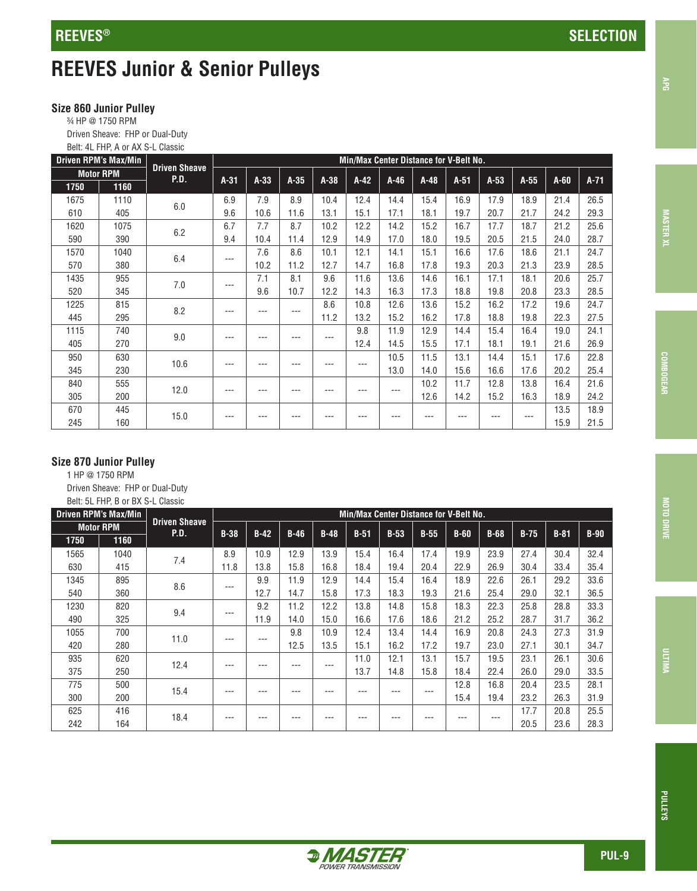# REEVES Junior & Senior Pulleys

### Size 860 Junior Pulley

¾ HP @ 1750 RPM
Driven Sheave: FHP or Dual-Duty
Belt: 4L FHP, A or AX S-L Classic

| Driven RPM's Max/Min | | Driven Sheave P.D. | Min/Max Center Distance for V-Belt No. | | | | | | | | | | | |
|---|---|---|---|---|---|---|---|---|---|---|---|---|---|---|
| Motor RPM | | | | | | | | | | | | | | |
| 1750 | 1160 | | A-31 | A-33 | A-35 | A-38 | A-42 | A-46 | A-48 | A-51 | A-53 | A-55 | A-60 | A-71 |
| 1675 | 1110 | 6.0 | 6.9 | 7.9 | 8.9 | 10.4 | 12.4 | 14.4 | 15.4 | 16.9 | 17.9 | 18.9 | 21.4 | 26.5 |
| 610 | 405 | | 9.6 | 10.6 | 11.6 | 13.1 | 15.1 | 17.1 | 18.1 | 19.7 | 20.7 | 21.7 | 24.2 | 29.3 |
| 1620 | 1075 | 6.2 | 6.7 | 7.7 | 8.7 | 10.2 | 12.2 | 14.2 | 15.2 | 16.7 | 17.7 | 18.7 | 21.2 | 25.6 |
| 590 | 390 | | 9.4 | 10.4 | 11.4 | 12.9 | 14.9 | 17.0 | 18.0 | 19.5 | 20.5 | 21.5 | 24.0 | 28.7 |
| 1570 | 1040 | 6.4 | --- | 7.6 | 8.6 | 10.1 | 12.1 | 14.1 | 15.1 | 16.6 | 17.6 | 18.6 | 21.1 | 24.7 |
| 570 | 380 | | | 10.2 | 11.2 | 12.7 | 14.7 | 16.8 | 17.8 | 19.3 | 20.3 | 21.3 | 23.9 | 28.5 |
| 1435 | 955 | 7.0 | --- | 7.1 | 8.1 | 9.6 | 11.6 | 13.6 | 14.6 | 16.1 | 17.1 | 18.1 | 20.6 | 25.7 |
| 520 | 345 | | | 9.6 | 10.7 | 12.2 | 14.3 | 16.3 | 17.3 | 18.8 | 19.8 | 20.8 | 23.3 | 28.5 |
| 1225 | 815 | 8.2 | --- | --- | --- | 8.6 | 10.8 | 12.6 | 13.6 | 15.2 | 16.2 | 17.2 | 19.6 | 24.7 |
| 445 | 295 | | | | | 11.2 | 13.2 | 15.2 | 16.2 | 17.8 | 18.8 | 19.8 | 22.3 | 27.5 |
| 1115 | 740 | 9.0 | --- | --- | --- | --- | 9.8 | 11.9 | 12.9 | 14.4 | 15.4 | 16.4 | 19.0 | 24.1 |
| 405 | 270 | | | | | | 12.4 | 14.5 | 15.5 | 17.1 | 18.1 | 19.1 | 21.6 | 26.9 |
| 950 | 630 | 10.6 | --- | --- | --- | --- | --- | 10.5 | 11.5 | 13.1 | 14.4 | 15.1 | 17.6 | 22.8 |
| 345 | 230 | | | | | | | 13.0 | 14.0 | 15.6 | 16.6 | 17.6 | 20.2 | 25.4 |
| 840 | 555 | 12.0 | --- | --- | --- | --- | --- | --- | 10.2 | 11.7 | 12.8 | 13.8 | 16.4 | 21.6 |
| 305 | 200 | | | | | | | | 12.6 | 14.2 | 15.2 | 16.3 | 18.9 | 24.2 |
| 670 | 445 | 15.0 | --- | --- | --- | --- | --- | --- | --- | --- | --- | --- | 13.5 | 18.9 |
| 245 | 160 | | | | | | | | | | | | 15.9 | 21.5 |

### Size 870 Junior Pulley

1 HP @ 1750 RPM
Driven Sheave: FHP or Dual-Duty
Belt: 5L FHP, B or BX S-L Classic

| Driven RPM's Max/Min | | Driven Sheave P.D. | Min/Max Center Distance for V-Belt No. | | | | | | | | | | | |
|---|---|---|---|---|---|---|---|---|---|---|---|---|---|---|
| Motor RPM | | | | | | | | | | | | | | |
| 1750 | 1160 | | B-38 | B-42 | B-46 | B-48 | B-51 | B-53 | B-55 | B-60 | B-68 | B-75 | B-81 | B-90 |
| 1565 | 1040 | 7.4 | 8.9 | 10.9 | 12.9 | 13.9 | 15.4 | 16.4 | 17.4 | 19.9 | 23.9 | 27.4 | 30.4 | 32.4 |
| 630 | 415 | | 11.8 | 13.8 | 15.8 | 16.8 | 18.4 | 19.4 | 20.4 | 22.9 | 26.9 | 30.4 | 33.4 | 35.4 |
| 1345 | 895 | 8.6 | --- | 9.9 | 11.9 | 12.9 | 14.4 | 15.4 | 16.4 | 18.9 | 22.6 | 26.1 | 29.2 | 33.6 |
| 540 | 360 | | | 12.7 | 14.7 | 15.8 | 17.3 | 18.3 | 19.3 | 21.6 | 25.4 | 29.0 | 32.1 | 36.5 |
| 1230 | 820 | 9.4 | --- | 9.2 | 11.2 | 12.2 | 13.8 | 14.8 | 15.8 | 18.3 | 22.3 | 25.8 | 28.8 | 33.3 |
| 490 | 325 | | | 11.9 | 14.0 | 15.0 | 16.6 | 17.6 | 18.6 | 21.2 | 25.2 | 28.7 | 31.7 | 36.2 |
| 1055 | 700 | 11.0 | --- | --- | 9.8 | 10.9 | 12.4 | 13.4 | 14.4 | 16.9 | 20.8 | 24.3 | 27.3 | 31.9 |
| 420 | 280 | | | | 12.5 | 13.5 | 15.1 | 16.2 | 17.2 | 19.7 | 23.0 | 27.1 | 30.1 | 34.7 |
| 935 | 620 | 12.4 | --- | --- | --- | --- | 11.0 | 12.1 | 13.1 | 15.7 | 19.5 | 23.1 | 26.1 | 30.6 |
| 375 | 250 | | | | | | 13.7 | 14.8 | 15.8 | 18.4 | 22.4 | 26.0 | 29.0 | 33.5 |
| 775 | 500 | 15.4 | --- | --- | --- | --- | --- | --- | --- | 12.8 | 16.8 | 20.4 | 23.5 | 28.1 |
| 300 | 200 | | | | | | | | | 15.4 | 19.4 | 23.2 | 26.3 | 31.9 |
| 625 | 416 | 18.4 | --- | --- | --- | --- | --- | --- | --- | --- | --- | 17.7 | 20.8 | 25.5 |
| 242 | 164 | | | | | | | | | | | 20.5 | 23.6 | 28.3 |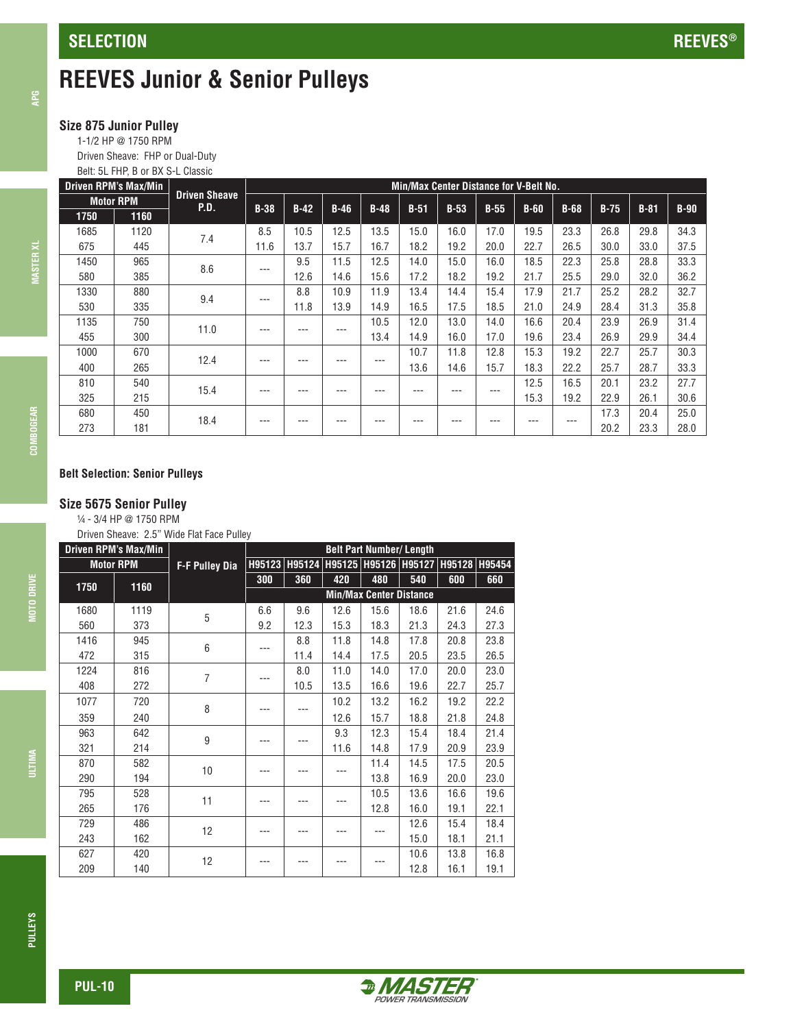# REEVES Junior & Senior Pulleys

### Size 875 Junior Pulley

1-1/2 HP @ 1750 RPM
Driven Sheave: FHP or Dual-Duty
Belt: 5L FHP, B or BX S-L Classic

| Driven RPM's Max/Min | | Driven Sheave P.D. | Min/Max Center Distance for V-Belt No. | | | | | | | | | | | |
|---|---|---|---|---|---|---|---|---|---|---|---|---|---|---|
| Motor RPM | | | B-38 | B-42 | B-46 | B-48 | B-51 | B-53 | B-55 | B-60 | B-68 | B-75 | B-81 | B-90 |
| 1750 | 1160 | | | | | | | | | | | | | |
| 1685 | 1120 | 7.4 | 8.5 | 10.5 | 12.5 | 13.5 | 15.0 | 16.0 | 17.0 | 19.5 | 23.3 | 26.8 | 29.8 | 34.3 |
| 675 | 445 | | 11.6 | 13.7 | 15.7 | 16.7 | 18.2 | 19.2 | 20.0 | 22.7 | 26.5 | 30.0 | 33.0 | 37.5 |
| 1450 | 965 | 8.6 | --- | 9.5 | 11.5 | 12.5 | 14.0 | 15.0 | 16.0 | 18.5 | 22.3 | 25.8 | 28.8 | 33.3 |
| 580 | 385 | | | 12.6 | 14.6 | 15.6 | 17.2 | 18.2 | 19.2 | 21.7 | 25.5 | 29.0 | 32.0 | 36.2 |
| 1330 | 880 | 9.4 | --- | 8.8 | 10.9 | 11.9 | 13.4 | 14.4 | 15.4 | 17.9 | 21.7 | 25.2 | 28.2 | 32.7 |
| 530 | 335 | | | 11.8 | 13.9 | 14.9 | 16.5 | 17.5 | 18.5 | 21.0 | 24.9 | 28.4 | 31.3 | 35.8 |
| 1135 | 750 | 11.0 | --- | --- | --- | 10.5 | 12.0 | 13.0 | 14.0 | 16.6 | 20.4 | 23.9 | 26.9 | 31.4 |
| 455 | 300 | | | | | 13.4 | 14.9 | 16.0 | 17.0 | 19.6 | 23.4 | 26.9 | 29.9 | 34.4 |
| 1000 | 670 | 12.4 | --- | --- | --- | --- | 10.7 | 11.8 | 12.8 | 15.3 | 19.2 | 22.7 | 25.7 | 30.3 |
| 400 | 265 | | | | | | 13.6 | 14.6 | 15.7 | 18.3 | 22.2 | 25.7 | 28.7 | 33.3 |
| 810 | 540 | 15.4 | --- | --- | --- | --- | --- | --- | --- | 12.5 | 16.5 | 20.1 | 23.2 | 27.7 |
| 325 | 215 | | | | | | | | | 15.3 | 19.2 | 22.9 | 26.1 | 30.6 |
| 680 | 450 | 18.4 | --- | --- | --- | --- | --- | --- | --- | --- | --- | 17.3 | 20.4 | 25.0 |
| 273 | 181 | | | | | | | | | | | 20.2 | 23.3 | 28.0 |

**Belt Selection: Senior Pulleys**

### Size 5675 Senior Pulley

¼ - 3/4 HP @ 1750 RPM
Driven Sheave: 2.5" Wide Flat Face Pulley

| Driven RPM's Max/Min | | F-F Pulley Dia | Belt Part Number/ Length | | | | | | |
|---|---|---|---|---|---|---|---|---|---|
| Motor RPM | | | H95123 | H95124 | H95125 | H95126 | H95127 | H95128 | H95454 |
| 1750 | 1160 | | 300 | 360 | 420 | 480 | 540 | 600 | 660 |
| | | | Min/Max Center Distance | | | | | | |
| 1680 | 1119 | 5 | 6.6 | 9.6 | 12.6 | 15.6 | 18.6 | 21.6 | 24.6 |
| 560 | 373 | | 9.2 | 12.3 | 15.3 | 18.3 | 21.3 | 24.3 | 27.3 |
| 1416 | 945 | 6 | --- | 8.8 | 11.8 | 14.8 | 17.8 | 20.8 | 23.8 |
| 472 | 315 | | | 11.4 | 14.4 | 17.5 | 20.5 | 23.5 | 26.5 |
| 1224 | 816 | 7 | --- | 8.0 | 11.0 | 14.0 | 17.0 | 20.0 | 23.0 |
| 408 | 272 | | | 10.5 | 13.5 | 16.6 | 19.6 | 22.7 | 25.7 |
| 1077 | 720 | 8 | --- | --- | 10.2 | 13.2 | 16.2 | 19.2 | 22.2 |
| 359 | 240 | | | | 12.6 | 15.7 | 18.8 | 21.8 | 24.8 |
| 963 | 642 | 9 | --- | --- | 9.3 | 12.3 | 15.4 | 18.4 | 21.4 |
| 321 | 214 | | | | 11.6 | 14.8 | 17.9 | 20.9 | 23.9 |
| 870 | 582 | 10 | --- | --- | --- | 11.4 | 14.5 | 17.5 | 20.5 |
| 290 | 194 | | | | | 13.8 | 16.9 | 20.0 | 23.0 |
| 795 | 528 | 11 | --- | --- | --- | 10.5 | 13.6 | 16.6 | 19.6 |
| 265 | 176 | | | | | 12.8 | 16.0 | 19.1 | 22.1 |
| 729 | 486 | 12 | --- | --- | --- | --- | 12.6 | 15.4 | 18.4 |
| 243 | 162 | | | | | | 15.0 | 18.1 | 21.1 |
| 627 | 420 | 12 | --- | --- | --- | --- | 10.6 | 13.8 | 16.8 |
| 209 | 140 | | | | | | 12.8 | 16.1 | 19.1 |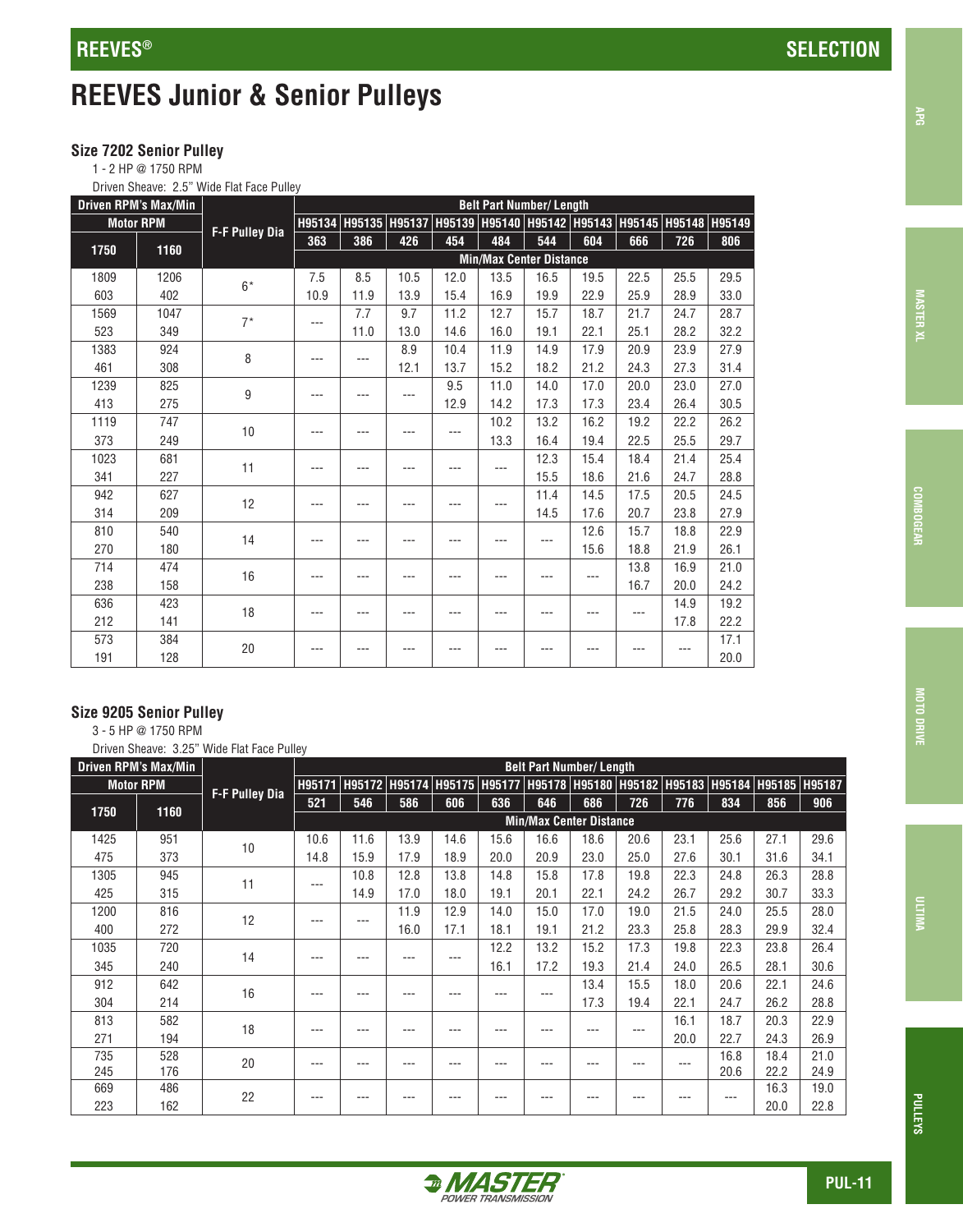# REEVES Junior & Senior Pulleys

### Size 7202 Senior Pulley

1 - 2 HP @ 1750 RPM

Driven Sheave: 2.5" Wide Flat Face Pulley

| Driven RPM's Max/Min | | F-F Pulley Dia | Belt Part Number/ Length | | | | | | | | | |
|---|---|---|---|---|---|---|---|---|---|---|---|---|
| Motor RPM | | | H95134 | H95135 | H95137 | H95139 | H95140 | H95142 | H95143 | H95145 | H95148 | H95149 |
| 1750 | 1160 | | 363 | 386 | 426 | 454 | 484 | 544 | 604 | 666 | 726 | 806 |
| | | | Min/Max Center Distance | | | | | | | | | |
| 1809 | 1206 | 6* | 7.5 | 8.5 | 10.5 | 12.0 | 13.5 | 16.5 | 19.5 | 22.5 | 25.5 | 29.5 |
| 603 | 402 | | 10.9 | 11.9 | 13.9 | 15.4 | 16.9 | 19.9 | 22.9 | 25.9 | 28.9 | 33.0 |
| 1569 | 1047 | 7* | --- | 7.7 | 9.7 | 11.2 | 12.7 | 15.7 | 18.7 | 21.7 | 24.7 | 28.7 |
| 523 | 349 | | | 11.0 | 13.0 | 14.6 | 16.0 | 19.1 | 22.1 | 25.1 | 28.2 | 32.2 |
| 1383 | 924 | 8 | --- | --- | 8.9 | 10.4 | 11.9 | 14.9 | 17.9 | 20.9 | 23.9 | 27.9 |
| 461 | 308 | | | | 12.1 | 13.7 | 15.2 | 18.2 | 21.2 | 24.3 | 27.3 | 31.4 |
| 1239 | 825 | 9 | --- | --- | --- | 9.5 | 11.0 | 14.0 | 17.0 | 20.0 | 23.0 | 27.0 |
| 413 | 275 | | | | | 12.9 | 14.2 | 17.3 | 17.3 | 23.4 | 26.4 | 30.5 |
| 1119 | 747 | 10 | --- | --- | --- | --- | 10.2 | 13.2 | 16.2 | 19.2 | 22.2 | 26.2 |
| 373 | 249 | | | | | | 13.3 | 16.4 | 19.4 | 22.5 | 25.5 | 29.7 |
| 1023 | 681 | 11 | --- | --- | --- | --- | --- | 12.3 | 15.4 | 18.4 | 21.4 | 25.4 |
| 341 | 227 | | | | | | | 15.5 | 18.6 | 21.6 | 24.7 | 28.8 |
| 942 | 627 | 12 | --- | --- | --- | --- | --- | 11.4 | 14.5 | 17.5 | 20.5 | 24.5 |
| 314 | 209 | | | | | | | 14.5 | 17.6 | 20.7 | 23.8 | 27.9 |
| 810 | 540 | 14 | --- | --- | --- | --- | --- | --- | 12.6 | 15.7 | 18.8 | 22.9 |
| 270 | 180 | | | | | | | | 15.6 | 18.8 | 21.9 | 26.1 |
| 714 | 474 | 16 | --- | --- | --- | --- | --- | --- | --- | 13.8 | 16.9 | 21.0 |
| 238 | 158 | | | | | | | | | 16.7 | 20.0 | 24.2 |
| 636 | 423 | 18 | --- | --- | --- | --- | --- | --- | --- | --- | 14.9 | 19.2 |
| 212 | 141 | | | | | | | | | | 17.8 | 22.2 |
| 573 | 384 | 20 | --- | --- | --- | --- | --- | --- | --- | --- | --- | 17.1 |
| 191 | 128 | | | | | | | | | | | 20.0 |

### Size 9205 Senior Pulley

3 - 5 HP @ 1750 RPM

Driven Sheave: 3.25" Wide Flat Face Pulley

| Driven RPM's Max/Min | | F-F Pulley Dia | Belt Part Number/ Length | | | | | | | | | | | |
|---|---|---|---|---|---|---|---|---|---|---|---|---|---|---|
| Motor RPM | | | H95171 | H95172 | H95174 | H95175 | H95177 | H95178 | H95180 | H95182 | H95183 | H95184 | H95185 | H95187 |
| 1750 | 1160 | | 521 | 546 | 586 | 606 | 636 | 646 | 686 | 726 | 776 | 834 | 856 | 906 |
| | | | Min/Max Center Distance | | | | | | | | | | | |
| 1425 | 951 | 10 | 10.6 | 11.6 | 13.9 | 14.6 | 15.6 | 16.6 | 18.6 | 20.6 | 23.1 | 25.6 | 27.1 | 29.6 |
| 475 | 373 | | 14.8 | 15.9 | 17.9 | 18.9 | 20.0 | 20.9 | 23.0 | 25.0 | 27.6 | 30.1 | 31.6 | 34.1 |
| 1305 | 945 | 11 | --- | 10.8 | 12.8 | 13.8 | 14.8 | 15.8 | 17.8 | 19.8 | 22.3 | 24.8 | 26.3 | 28.8 |
| 425 | 315 | | | 14.9 | 17.0 | 18.0 | 19.1 | 20.1 | 22.1 | 24.2 | 26.7 | 29.2 | 30.7 | 33.3 |
| 1200 | 816 | 12 | --- | --- | 11.9 | 12.9 | 14.0 | 15.0 | 17.0 | 19.0 | 21.5 | 24.0 | 25.5 | 28.0 |
| 400 | 272 | | | | 16.0 | 17.1 | 18.1 | 19.1 | 21.2 | 23.3 | 25.8 | 28.3 | 29.9 | 32.4 |
| 1035 | 720 | 14 | --- | --- | --- | --- | 12.2 | 13.2 | 15.2 | 17.3 | 19.8 | 22.3 | 23.8 | 26.4 |
| 345 | 240 | | | | | | 16.1 | 17.2 | 19.3 | 21.4 | 24.0 | 26.5 | 28.1 | 30.6 |
| 912 | 642 | 16 | --- | --- | --- | --- | --- | --- | 13.4 | 15.5 | 18.0 | 20.6 | 22.1 | 24.6 |
| 304 | 214 | | | | | | | | 17.3 | 19.4 | 22.1 | 24.7 | 26.2 | 28.8 |
| 813 | 582 | 18 | --- | --- | --- | --- | --- | --- | --- | --- | 16.1 | 18.7 | 20.3 | 22.9 |
| 271 | 194 | | | | | | | | | | 20.0 | 22.7 | 24.3 | 26.9 |
| 735 | 528 | 20 | --- | --- | --- | --- | --- | --- | --- | --- | --- | 16.8 | 18.4 | 21.0 |
| 245 | 176 | | | | | | | | | | | 20.6 | 22.2 | 24.9 |
| 669 | 486 | 22 | --- | --- | --- | --- | --- | --- | --- | --- | --- | --- | 16.3 | 19.0 |
| 223 | 162 | | | | | | | | | | | | 20.0 | 22.8 |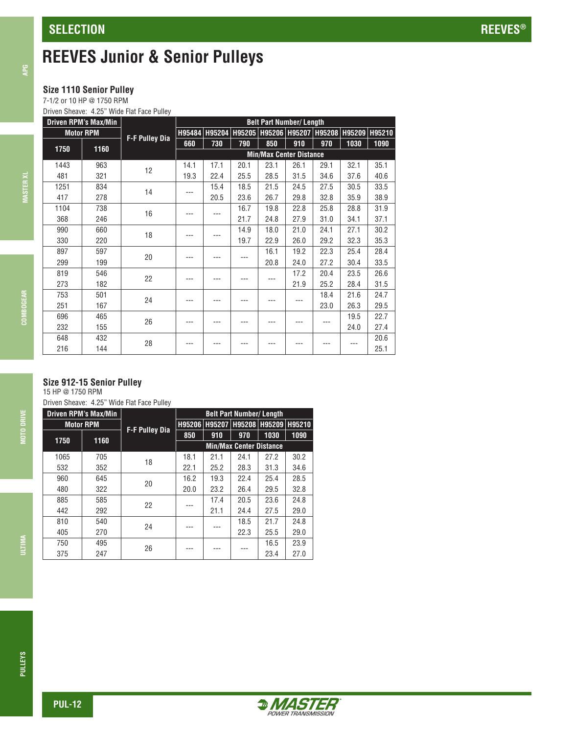## SELECTION

# REEVES Junior & Senior Pulleys

### Size 1110 Senior Pulley

7-1/2 or 10 HP @ 1750 RPM

Driven Sheave: 4.25" Wide Flat Face Pulley

| Driven RPM's Max/Min | | F-F Pulley Dia | Belt Part Number/ Length | | | | | | | |
|---|---|---|---|---|---|---|---|---|---|---|
| Motor RPM | | | H95484 | H95204 | H95205 | H95206 | H95207 | H95208 | H95209 | H95210 |
| 1750 | 1160 | | 660 | 730 | 790 | 850 | 910 | 970 | 1030 | 1090 |
| | | | Min/Max Center Distance | | | | | | | |
| 1443 | 963 | 12 | 14.1 | 17.1 | 20.1 | 23.1 | 26.1 | 29.1 | 32.1 | 35.1 |
| 481 | 321 | | 19.3 | 22.4 | 25.5 | 28.5 | 31.5 | 34.6 | 37.6 | 40.6 |
| 1251 | 834 | 14 | --- | 15.4 | 18.5 | 21.5 | 24.5 | 27.5 | 30.5 | 33.5 |
| 417 | 278 | | | 20.5 | 23.6 | 26.7 | 29.8 | 32.8 | 35.9 | 38.9 |
| 1104 | 738 | 16 | --- | --- | 16.7 | 19.8 | 22.8 | 25.8 | 28.8 | 31.9 |
| 368 | 246 | | | | 21.7 | 24.8 | 27.9 | 31.0 | 34.1 | 37.1 |
| 990 | 660 | 18 | --- | --- | 14.9 | 18.0 | 21.0 | 24.1 | 27.1 | 30.2 |
| 330 | 220 | | | | 19.7 | 22.9 | 26.0 | 29.2 | 32.3 | 35.3 |
| 897 | 597 | 20 | --- | --- | --- | 16.1 | 19.2 | 22.3 | 25.4 | 28.4 |
| 299 | 199 | | | | | 20.8 | 24.0 | 27.2 | 30.4 | 33.5 |
| 819 | 546 | 22 | --- | --- | --- | --- | 17.2 | 20.4 | 23.5 | 26.6 |
| 273 | 182 | | | | | | 21.9 | 25.2 | 28.4 | 31.5 |
| 753 | 501 | 24 | --- | --- | --- | --- | --- | 18.4 | 21.6 | 24.7 |
| 251 | 167 | | | | | | | 23.0 | 26.3 | 29.5 |
| 696 | 465 | 26 | --- | --- | --- | --- | --- | --- | 19.5 | 22.7 |
| 232 | 155 | | | | | | | | 24.0 | 27.4 |
| 648 | 432 | 28 | --- | --- | --- | --- | --- | --- | --- | 20.6 |
| 216 | 144 | | | | | | | | | 25.1 |

### Size 912-15 Senior Pulley

15 HP @ 1750 RPM

Driven Sheave: 4.25" Wide Flat Face Pulley

| Driven RPM's Max/Min | | F-F Pulley Dia | Belt Part Number/ Length | | | | |
|---|---|---|---|---|---|---|---|
| Motor RPM | | | H95206 | H95207 | H95208 | H95209 | H95210 |
| 1750 | 1160 | | 850 | 910 | 970 | 1030 | 1090 |
| | | | Min/Max Center Distance | | | | |
| 1065 | 705 | 18 | 18.1 | 21.1 | 24.1 | 27.2 | 30.2 |
| 532 | 352 | | 22.1 | 25.2 | 28.3 | 31.3 | 34.6 |
| 960 | 645 | 20 | 16.2 | 19.3 | 22.4 | 25.4 | 28.5 |
| 480 | 322 | | 20.0 | 23.2 | 26.4 | 29.5 | 32.8 |
| 885 | 585 | 22 | --- | 17.4 | 20.5 | 23.6 | 24.8 |
| 442 | 292 | | | 21.1 | 24.4 | 27.5 | 29.0 |
| 810 | 540 | 24 | --- | --- | 18.5 | 21.7 | 24.8 |
| 405 | 270 | | | | 22.3 | 25.5 | 29.0 |
| 750 | 495 | 26 | --- | --- | --- | 16.5 | 23.9 |
| 375 | 247 | | | | | 23.4 | 27.0 |